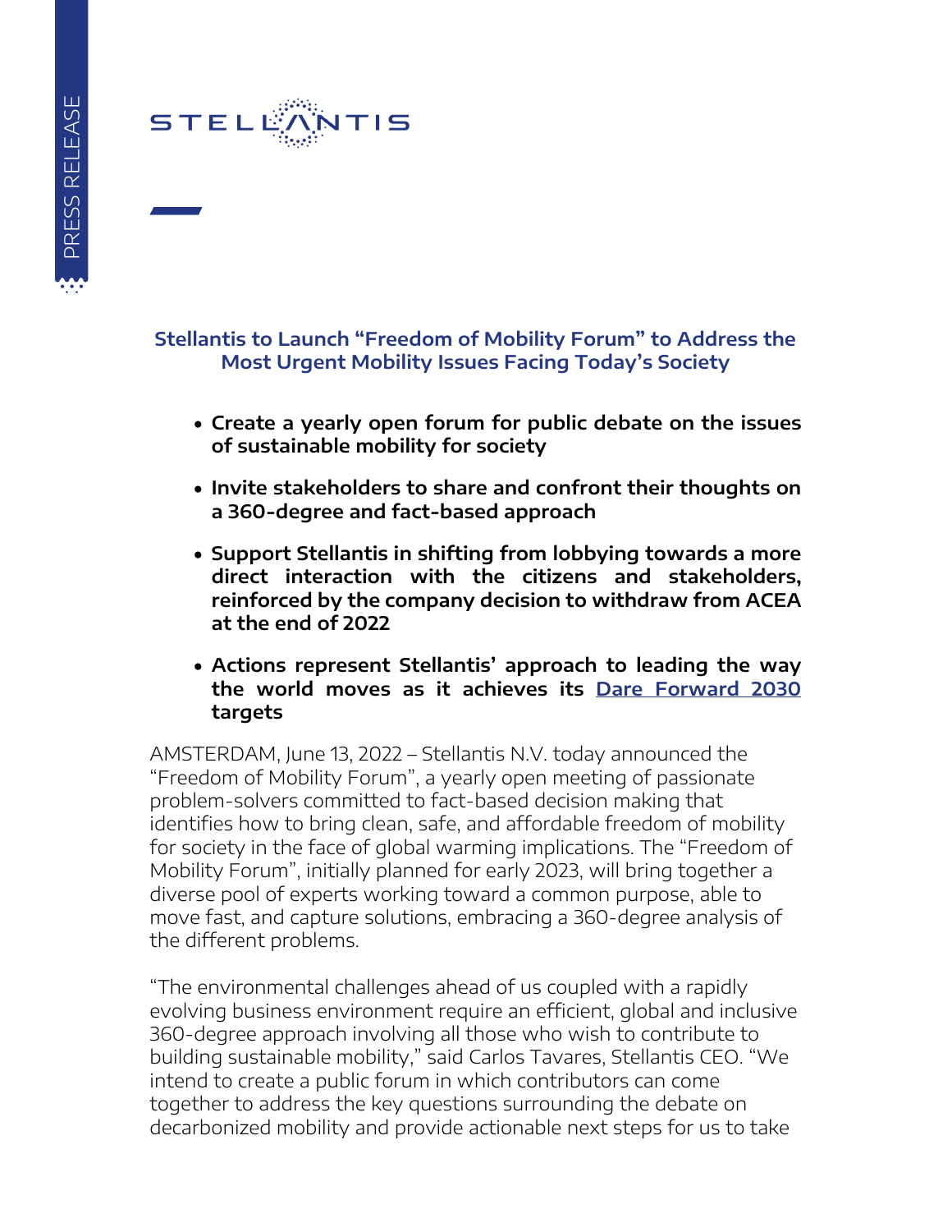# Stellantis to Launch "Freedom of Mobility Forum" to Address the Most Urgent Mobility Issues Facing Today's Society

- **Create a yearly open forum for public debate on the issues of sustainable mobility for society**
- **Invite stakeholders to share and confront their thoughts on a 360-degree and fact-based approach**
- **Support Stellantis in shifting from lobbying towards a more direct interaction with the citizens and stakeholders, reinforced by the company decision to withdraw from ACEA at the end of 2022**
- **Actions represent Stellantis' approach to leading the way the world moves as it achieves its Dare Forward 2030 targets**

AMSTERDAM, June 13, 2022 – Stellantis N.V. today announced the "Freedom of Mobility Forum", a yearly open meeting of passionate problem-solvers committed to fact-based decision making that identifies how to bring clean, safe, and affordable freedom of mobility for society in the face of global warming implications. The "Freedom of Mobility Forum", initially planned for early 2023, will bring together a diverse pool of experts working toward a common purpose, able to move fast, and capture solutions, embracing a 360-degree analysis of the different problems.

"The environmental challenges ahead of us coupled with a rapidly evolving business environment require an efficient, global and inclusive 360-degree approach involving all those who wish to contribute to building sustainable mobility," said Carlos Tavares, Stellantis CEO. "We intend to create a public forum in which contributors can come together to address the key questions surrounding the debate on decarbonized mobility and provide actionable next steps for us to take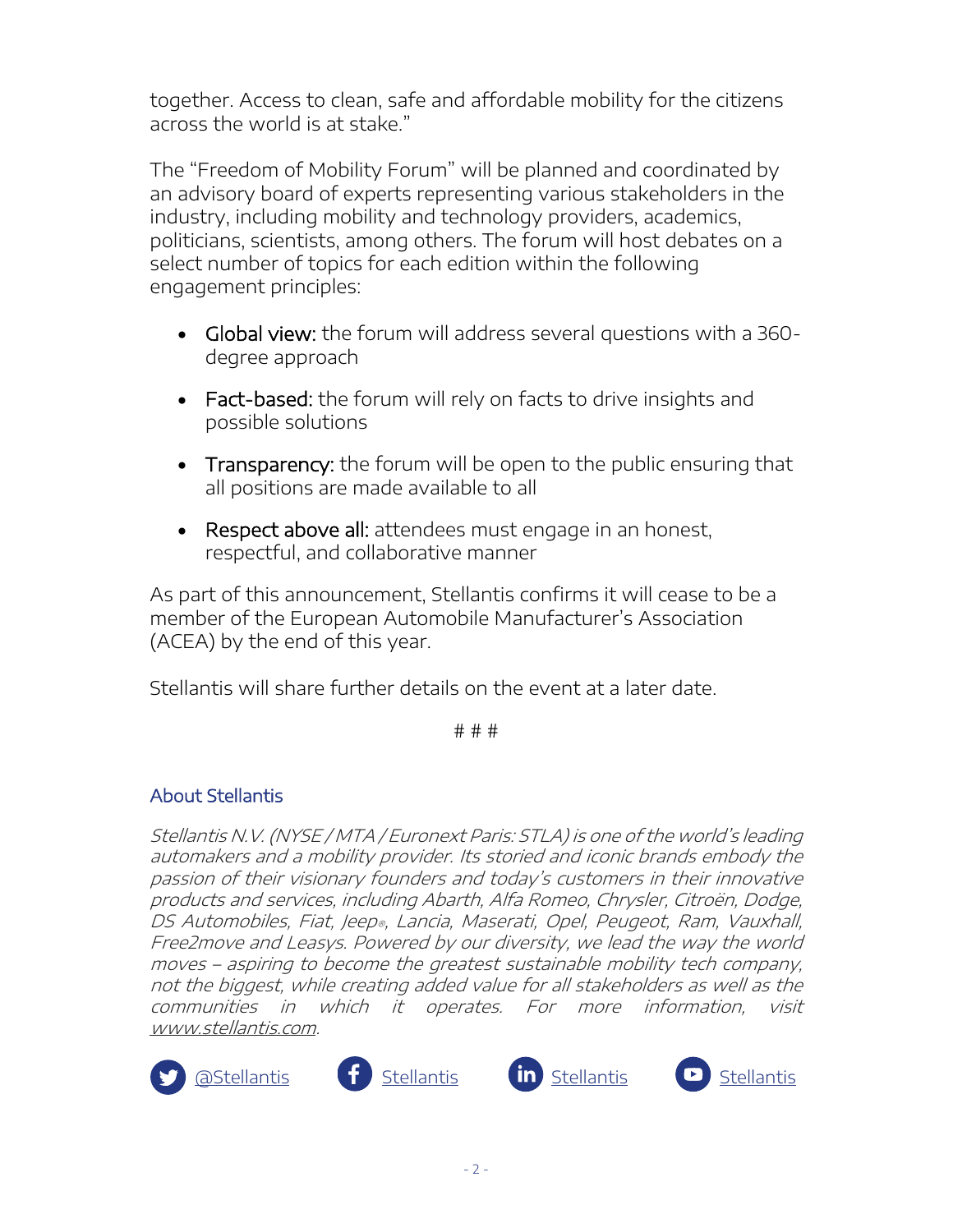together. Access to clean, safe and affordable mobility for the citizens across the world is at stake."

The "Freedom of Mobility Forum" will be planned and coordinated by an advisory board of experts representing various stakeholders in the industry, including mobility and technology providers, academics, politicians, scientists, among others. The forum will host debates on a select number of topics for each edition within the following engagement principles:

- **Global view:** the forum will address several questions with a 360-degree approach
- **Fact-based:** the forum will rely on facts to drive insights and possible solutions
- **Transparency:** the forum will be open to the public ensuring that all positions are made available to all
- **Respect above all:** attendees must engage in an honest, respectful, and collaborative manner

As part of this announcement, Stellantis confirms it will cease to be a member of the European Automobile Manufacturer's Association (ACEA) by the end of this year.

Stellantis will share further details on the event at a later date.

# # #

## About Stellantis

*Stellantis N.V. (NYSE / MTA / Euronext Paris: STLA) is one of the world's leading automakers and a mobility provider. Its storied and iconic brands embody the passion of their visionary founders and today's customers in their innovative products and services, including Abarth, Alfa Romeo, Chrysler, Citroën, Dodge, DS Automobiles, Fiat, Jeep®, Lancia, Maserati, Opel, Peugeot, Ram, Vauxhall, Free2move and Leasys. Powered by our diversity, we lead the way the world moves – aspiring to become the greatest sustainable mobility tech company, not the biggest, while creating added value for all stakeholders as well as the communities in which it operates. For more information, visit www.stellantis.com.*

@Stellantis Stellantis Stellantis Stellantis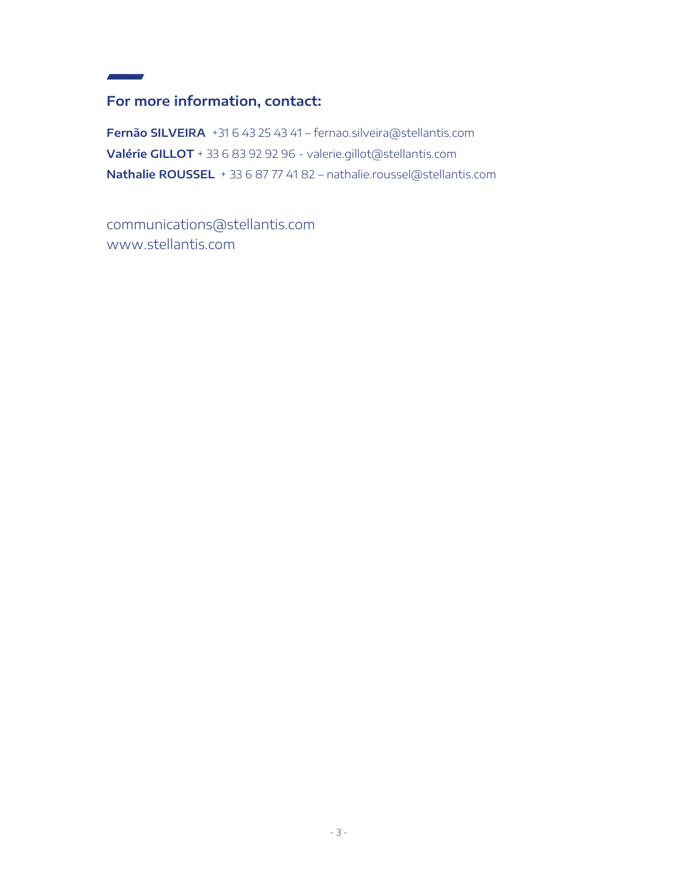## For more information, contact:

**Fernão SILVEIRA** +31 6 43 25 43 41 – fernao.silveira@stellantis.com
**Valérie GILLOT** + 33 6 83 92 92 96 - valerie.gillot@stellantis.com
**Nathalie ROUSSEL** + 33 6 87 77 41 82 – nathalie.roussel@stellantis.com

communications@stellantis.com
www.stellantis.com